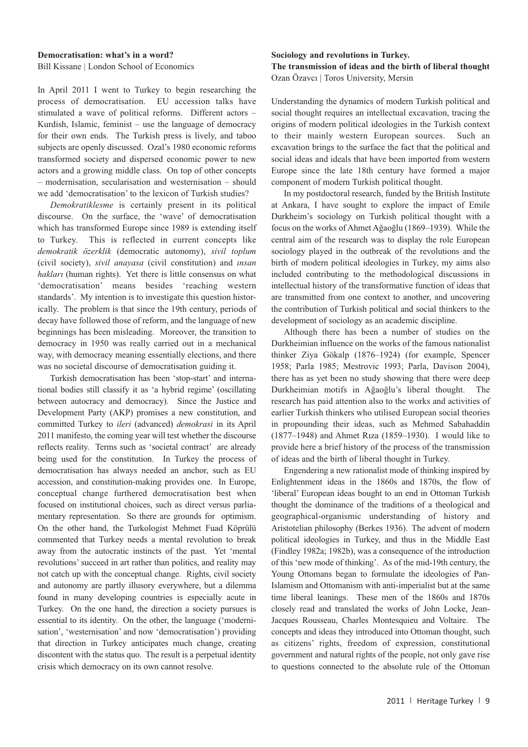## Democratisation: what's in a word?

Bill Kissane | London School of Economics

In April 2011 I went to Turkey to begin researching the process of democratisation. EU accession talks have stimulated a wave of political reforms. Different actors – Kurdish, Islamic, feminist – use the language of democracy for their own ends. The Turkish press is lively, and taboo subjects are openly discussed. Ozal's 1980 economic reforms transformed society and dispersed economic power to new actors and a growing middle class. On top of other concepts – modernisation, secularisation and westernisation – should we add 'democratisation' to the lexicon of Turkish studies?

*Demokratiklesme* is certainly present in its political discourse. On the surface, the 'wave' of democratisation which has transformed Europe since 1989 is extending itself to Turkey. This is reflected in current concepts like *demokratik özerklik* (democratic autonomy), *sivil toplum* (civil society), *sivil anayasa* (civil constitution) and *ınsan hakları* (human rights). Yet there is little consensus on what 'democratisation' means besides 'reaching western standards'. My intention is to investigate this question historically. The problem is that since the 19th century, periods of decay have followed those of reform, and the language of new beginnings has been misleading. Moreover, the transition to democracy in 1950 was really carried out in a mechanical way, with democracy meaning essentially elections, and there was no societal discourse of democratisation guiding it.

Turkish democratisation has been 'stop-start' and international bodies still classify it as 'a hybrid regime' (oscillating between autocracy and democracy). Since the Justice and Development Party (AKP) promises a new constitution, and committed Turkey to *ileri* (advanced) *demokrasi* in its April 2011 manifesto, the coming year will test whether the discourse reflects reality. Terms such as 'societal contract' are already being used for the constitution. In Turkey the process of democratisation has always needed an anchor, such as EU accession, and constitution-making provides one. In Europe, conceptual change furthered democratisation best when focused on institutional choices, such as direct versus parliamentary representation. So there are grounds for optimism. On the other hand, the Turkologist Mehmet Fuad Köprülü commented that Turkey needs a mental revolution to break away from the autocratic instincts of the past. Yet 'mental revolutions' succeed in art rather than politics, and reality may not catch up with the conceptual change. Rights, civil society and autonomy are partly illusory everywhere, but a dilemma found in many developing countries is especially acute in Turkey. On the one hand, the direction a society pursues is essential to its identity. On the other, the language ('modernisation', 'westernisation' and now 'democratisation') providing that direction in Turkey anticipates much change, creating discontent with the status quo. The result is a perpetual identity crisis which democracy on its own cannot resolve.

## Sociology and revolutions in Turkey. The transmission of ideas and the birth of liberal thought

Ozan Özavcı | Toros University, Mersin

Understanding the dynamics of modern Turkish political and social thought requires an intellectual excavation, tracing the origins of modern political ideologies in the Turkish context to their mainly western European sources. Such an excavation brings to the surface the fact that the political and social ideas and ideals that have been imported from western Europe since the late 18th century have formed a major component of modern Turkish political thought.

In my postdoctoral research, funded by the British Institute at Ankara, I have sought to explore the impact of Emile Durkheim's sociology on Turkish political thought with a focus on the works of Ahmet Ağaoğlu (1869–1939). While the central aim of the research was to display the role European sociology played in the outbreak of the revolutions and the birth of modern political ideologies in Turkey, my aims also included contributing to the methodological discussions in intellectual history of the transformative function of ideas that are transmitted from one context to another, and uncovering the contribution of Turkish political and social thinkers to the development of sociology as an academic discipline.

Although there has been a number of studies on the Durkheimian influence on the works of the famous nationalist thinker Ziya Gökalp (1876–1924) (for example, Spencer 1958; Parla 1985; Mestrovic 1993; Parla, Davison 2004), there has as yet been no study showing that there were deep Durkheimian motifs in Ağaoğlu's liberal thought. The research has paid attention also to the works and activities of earlier Turkish thinkers who utilised European social theories in propounding their ideas, such as Mehmed Sabahaddin (1877–1948) and Ahmet Rıza (1859–1930). I would like to provide here a brief history of the process of the transmission of ideas and the birth of liberal thought in Turkey.

Engendering a new rationalist mode of thinking inspired by Enlightenment ideas in the 1860s and 1870s, the flow of 'liberal' European ideas bought to an end in Ottoman Turkish thought the dominance of the traditions of a theological and geographical-organismic understanding of history and Aristotelian philosophy (Berkes 1936). The advent of modern political ideologies in Turkey, and thus in the Middle East (Findley 1982a; 1982b), was a consequence of the introduction of this 'new mode of thinking'. As of the mid-19th century, the Young Ottomans began to formulate the ideologies of Pan-Islamism and Ottomanism with anti-imperialist but at the same time liberal leanings. These men of the 1860s and 1870s closely read and translated the works of John Locke, Jean-Jacques Rousseau, Charles Montesquieu and Voltaire. The concepts and ideas they introduced into Ottoman thought, such as citizens' rights, freedom of expression, constitutional government and natural rights of the people, not only gave rise to questions connected to the absolute rule of the Ottoman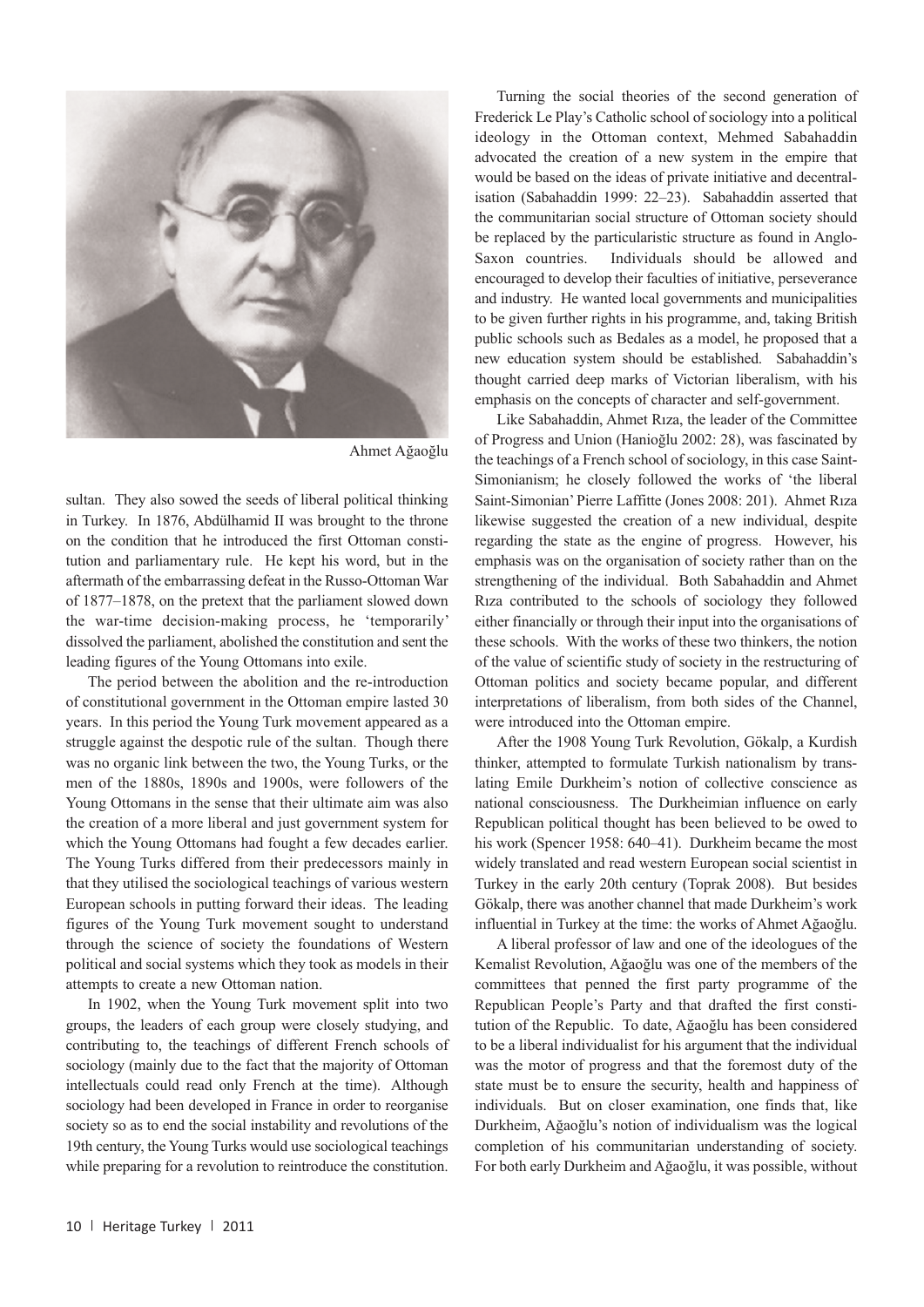Ahmet Ağaoğlu

sultan. They also sowed the seeds of liberal political thinking in Turkey. In 1876, Abdülhamid II was brought to the throne on the condition that he introduced the first Ottoman constitution and parliamentary rule. He kept his word, but in the aftermath of the embarrassing defeat in the Russo-Ottoman War of 1877–1878, on the pretext that the parliament slowed down the war-time decision-making process, he 'temporarily' dissolved the parliament, abolished the constitution and sent the leading figures of the Young Ottomans into exile.

The period between the abolition and the re-introduction of constitutional government in the Ottoman empire lasted 30 years. In this period the Young Turk movement appeared as a struggle against the despotic rule of the sultan. Though there was no organic link between the two, the Young Turks, or the men of the 1880s, 1890s and 1900s, were followers of the Young Ottomans in the sense that their ultimate aim was also the creation of a more liberal and just government system for which the Young Ottomans had fought a few decades earlier. The Young Turks differed from their predecessors mainly in that they utilised the sociological teachings of various western European schools in putting forward their ideas. The leading figures of the Young Turk movement sought to understand through the science of society the foundations of Western political and social systems which they took as models in their attempts to create a new Ottoman nation.

In 1902, when the Young Turk movement split into two groups, the leaders of each group were closely studying, and contributing to, the teachings of different French schools of sociology (mainly due to the fact that the majority of Ottoman intellectuals could read only French at the time). Although sociology had been developed in France in order to reorganise society so as to end the social instability and revolutions of the 19th century, the Young Turks would use sociological teachings while preparing for a revolution to reintroduce the constitution.

Turning the social theories of the second generation of Frederick Le Play's Catholic school of sociology into a political ideology in the Ottoman context, Mehmed Sabahaddin advocated the creation of a new system in the empire that would be based on the ideas of private initiative and decentralisation (Sabahaddin 1999: 22–23). Sabahaddin asserted that the communitarian social structure of Ottoman society should be replaced by the particularistic structure as found in Anglo-Saxon countries. Individuals should be allowed and encouraged to develop their faculties of initiative, perseverance and industry. He wanted local governments and municipalities to be given further rights in his programme, and, taking British public schools such as Bedales as a model, he proposed that a new education system should be established. Sabahaddin's thought carried deep marks of Victorian liberalism, with his emphasis on the concepts of character and self-government.

Like Sabahaddin, Ahmet Rıza, the leader of the Committee of Progress and Union (Hanioğlu 2002: 28), was fascinated by the teachings of a French school of sociology, in this case Saint-Simonianism; he closely followed the works of 'the liberal Saint-Simonian' Pierre Laffitte (Jones 2008: 201). Ahmet Rıza likewise suggested the creation of a new individual, despite regarding the state as the engine of progress. However, his emphasis was on the organisation of society rather than on the strengthening of the individual. Both Sabahaddin and Ahmet Rıza contributed to the schools of sociology they followed either financially or through their input into the organisations of these schools. With the works of these two thinkers, the notion of the value of scientific study of society in the restructuring of Ottoman politics and society became popular, and different interpretations of liberalism, from both sides of the Channel, were introduced into the Ottoman empire.

After the 1908 Young Turk Revolution, Gökalp, a Kurdish thinker, attempted to formulate Turkish nationalism by translating Emile Durkheim's notion of collective conscience as national consciousness. The Durkheimian influence on early Republican political thought has been believed to be owed to his work (Spencer 1958: 640–41). Durkheim became the most widely translated and read western European social scientist in Turkey in the early 20th century (Toprak 2008). But besides Gökalp, there was another channel that made Durkheim's work influential in Turkey at the time: the works of Ahmet Ağaoğlu.

A liberal professor of law and one of the ideologues of the Kemalist Revolution, Ağaoğlu was one of the members of the committees that penned the first party programme of the Republican People's Party and that drafted the first constitution of the Republic. To date, Ağaoğlu has been considered to be a liberal individualist for his argument that the individual was the motor of progress and that the foremost duty of the state must be to ensure the security, health and happiness of individuals. But on closer examination, one finds that, like Durkheim, Ağaoğlu's notion of individualism was the logical completion of his communitarian understanding of society. For both early Durkheim and Ağaoğlu, it was possible, without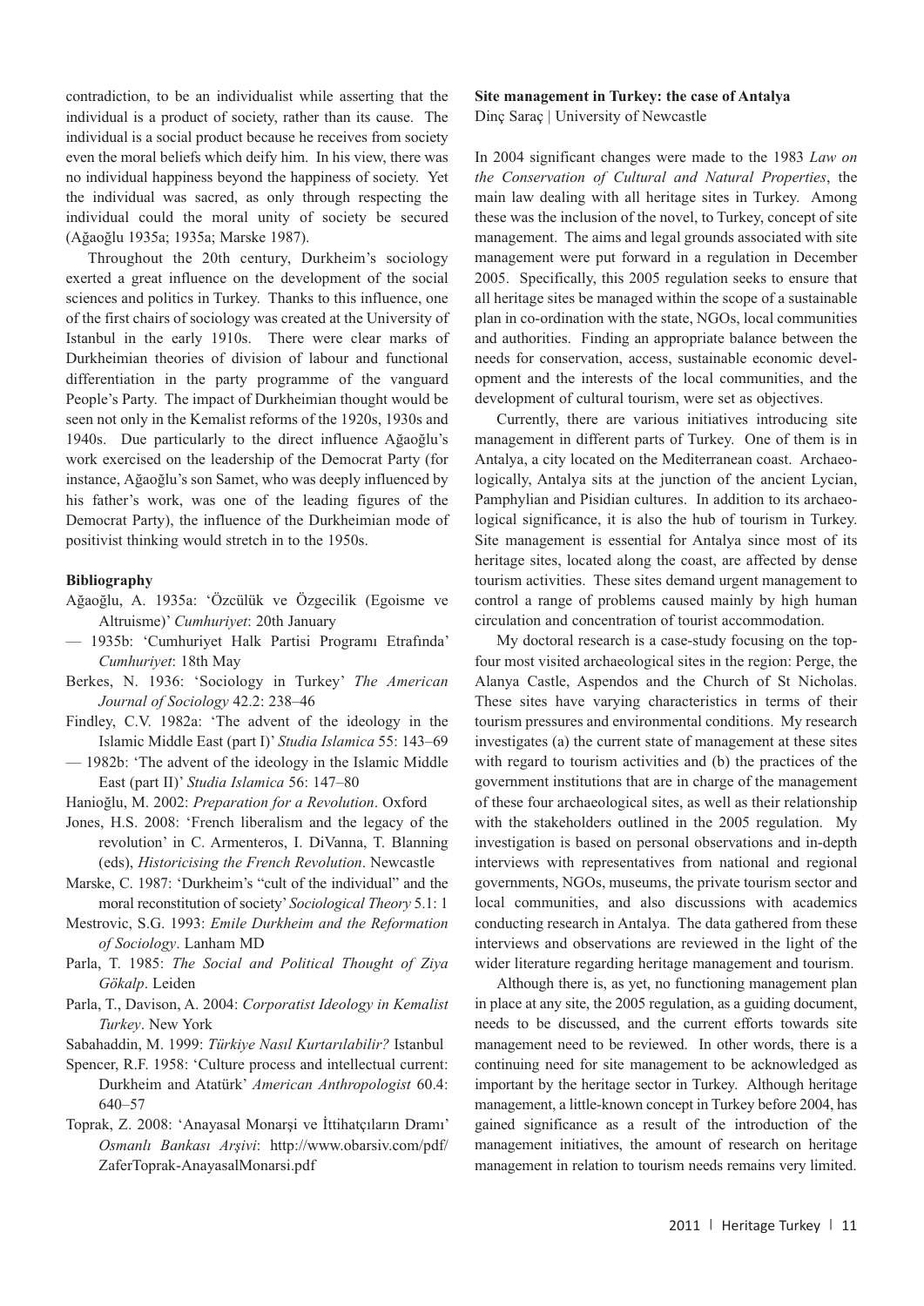contradiction, to be an individualist while asserting that the individual is a product of society, rather than its cause. The individual is a social product because he receives from society even the moral beliefs which deify him. In his view, there was no individual happiness beyond the happiness of society. Yet the individual was sacred, as only through respecting the individual could the moral unity of society be secured (Ağaoğlu 1935a; 1935a; Marske 1987).

Throughout the 20th century, Durkheim's sociology exerted a great influence on the development of the social sciences and politics in Turkey. Thanks to this influence, one of the first chairs of sociology was created at the University of Istanbul in the early 1910s. There were clear marks of Durkheimian theories of division of labour and functional differentiation in the party programme of the vanguard People's Party. The impact of Durkheimian thought would be seen not only in the Kemalist reforms of the 1920s, 1930s and 1940s. Due particularly to the direct influence Ağaoğlu's work exercised on the leadership of the Democrat Party (for instance, Ağaoğlu's son Samet, who was deeply influenced by his father's work, was one of the leading figures of the Democrat Party), the influence of the Durkheimian mode of positivist thinking would stretch in to the 1950s.

**Bibliography**

Ağaoğlu, A. 1935a: 'Özcülük ve Özgecilik (Egoisme ve Altruisme)' *Cumhuriyet*: 20th January

— 1935b: 'Cumhuriyet Halk Partisi Programı Etrafında' *Cumhuriyet*: 18th May

Berkes, N. 1936: 'Sociology in Turkey' *The American Journal of Sociology* 42.2: 238–46

Findley, C.V. 1982a: 'The advent of the ideology in the Islamic Middle East (part I)' *Studia Islamica* 55: 143–69

— 1982b: 'The advent of the ideology in the Islamic Middle East (part II)' *Studia Islamica* 56: 147–80

Hanioğlu, M. 2002: *Preparation for a Revolution*. Oxford

Jones, H.S. 2008: 'French liberalism and the legacy of the revolution' in C. Armenteros, I. DiVanna, T. Blanning (eds), *Historicising the French Revolution*. Newcastle

Marske, C. 1987: 'Durkheim's "cult of the individual" and the moral reconstitution of society' *Sociological Theory* 5.1: 1

Mestrovic, S.G. 1993: *Emile Durkheim and the Reformation of Sociology*. Lanham MD

Parla, T. 1985: *The Social and Political Thought of Ziya Gökalp*. Leiden

Parla, T., Davison, A. 2004: *Corporatist Ideology in Kemalist Turkey*. New York

Sabahaddin, M. 1999: *Türkiye Nasıl Kurtarılabilir?* Istanbul

Spencer, R.F. 1958: 'Culture process and intellectual current: Durkheim and Atatürk' *American Anthropologist* 60.4: 640–57

Toprak, Z. 2008: 'Anayasal Monarşi ve İttihatçıların Dramı' *Osmanlı Bankası Arşivi*: http://www.obarsiv.com/pdf/ZaferToprak-AnayasalMonarsi.pdf

## Site management in Turkey: the case of Antalya

Dinç Saraç | University of Newcastle

In 2004 significant changes were made to the 1983 *Law on the Conservation of Cultural and Natural Properties*, the main law dealing with all heritage sites in Turkey. Among these was the inclusion of the novel, to Turkey, concept of site management. The aims and legal grounds associated with site management were put forward in a regulation in December 2005. Specifically, this 2005 regulation seeks to ensure that all heritage sites be managed within the scope of a sustainable plan in co-ordination with the state, NGOs, local communities and authorities. Finding an appropriate balance between the needs for conservation, access, sustainable economic development and the interests of the local communities, and the development of cultural tourism, were set as objectives.

Currently, there are various initiatives introducing site management in different parts of Turkey. One of them is in Antalya, a city located on the Mediterranean coast. Archaeologically, Antalya sits at the junction of the ancient Lycian, Pamphylian and Pisidian cultures. In addition to its archaeological significance, it is also the hub of tourism in Turkey. Site management is essential for Antalya since most of its heritage sites, located along the coast, are affected by dense tourism activities. These sites demand urgent management to control a range of problems caused mainly by high human circulation and concentration of tourist accommodation.

My doctoral research is a case-study focusing on the top-four most visited archaeological sites in the region: Perge, the Alanya Castle, Aspendos and the Church of St Nicholas. These sites have varying characteristics in terms of their tourism pressures and environmental conditions. My research investigates (a) the current state of management at these sites with regard to tourism activities and (b) the practices of the government institutions that are in charge of the management of these four archaeological sites, as well as their relationship with the stakeholders outlined in the 2005 regulation. My investigation is based on personal observations and in-depth interviews with representatives from national and regional governments, NGOs, museums, the private tourism sector and local communities, and also discussions with academics conducting research in Antalya. The data gathered from these interviews and observations are reviewed in the light of the wider literature regarding heritage management and tourism.

Although there is, as yet, no functioning management plan in place at any site, the 2005 regulation, as a guiding document, needs to be discussed, and the current efforts towards site management need to be reviewed. In other words, there is a continuing need for site management to be acknowledged as important by the heritage sector in Turkey. Although heritage management, a little-known concept in Turkey before 2004, has gained significance as a result of the introduction of the management initiatives, the amount of research on heritage management in relation to tourism needs remains very limited.